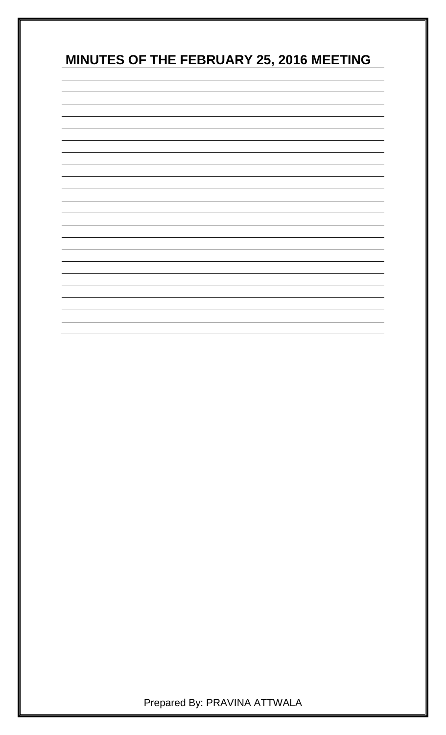# MINUTES OF THE FEBRUARY 25, 2016 MEETING

Prepared By: PRAVINA ATTWALA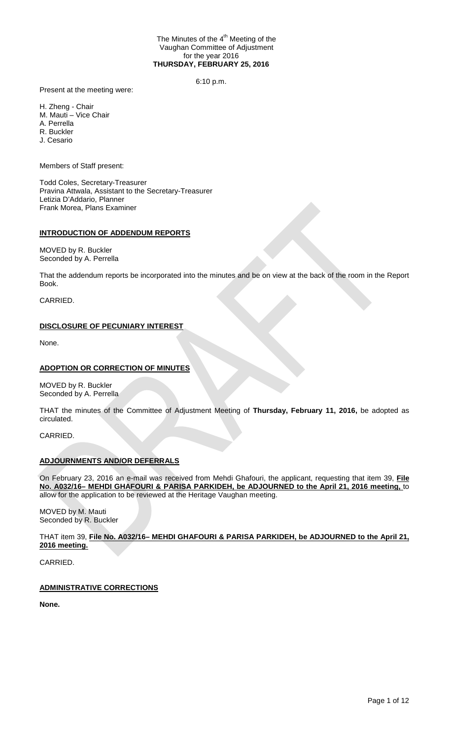The Minutes of the 4th Meeting of the Vaughan Committee of Adjustment for the year 2016
**THURSDAY, FEBRUARY 25, 2016**

6:10 p.m.

Present at the meeting were:

H. Zheng - Chair
M. Mauti – Vice Chair
A. Perrella
R. Buckler
J. Cesario

Members of Staff present:

Todd Coles, Secretary-Treasurer
Pravina Attwala, Assistant to the Secretary-Treasurer
Letizia D'Addario, Planner
Frank Morea, Plans Examiner

## **INTRODUCTION OF ADDENDUM REPORTS**

MOVED by R. Buckler
Seconded by A. Perrella

That the addendum reports be incorporated into the minutes and be on view at the back of the room in the Report Book.

CARRIED.

## **DISCLOSURE OF PECUNIARY INTEREST**

None.

## **ADOPTION OR CORRECTION OF MINUTES**

MOVED by R. Buckler
Seconded by A. Perrella

THAT the minutes of the Committee of Adjustment Meeting of **Thursday, February 11, 2016,** be adopted as circulated.

CARRIED.

## **ADJOURNMENTS AND/OR DEFERRALS**

On February 23, 2016 an e-mail was received from Mehdi Ghafouri, the applicant, requesting that item 39, **File No. A032/16– MEHDI GHAFOURI & PARISA PARKIDEH, be ADJOURNED to the April 21, 2016 meeting,** to allow for the application to be reviewed at the Heritage Vaughan meeting.

MOVED by M. Mauti
Seconded by R. Buckler

THAT item 39, **File No. A032/16– MEHDI GHAFOURI & PARISA PARKIDEH, be ADJOURNED to the April 21, 2016 meeting.**

CARRIED.

## **ADMINISTRATIVE CORRECTIONS**

**None.**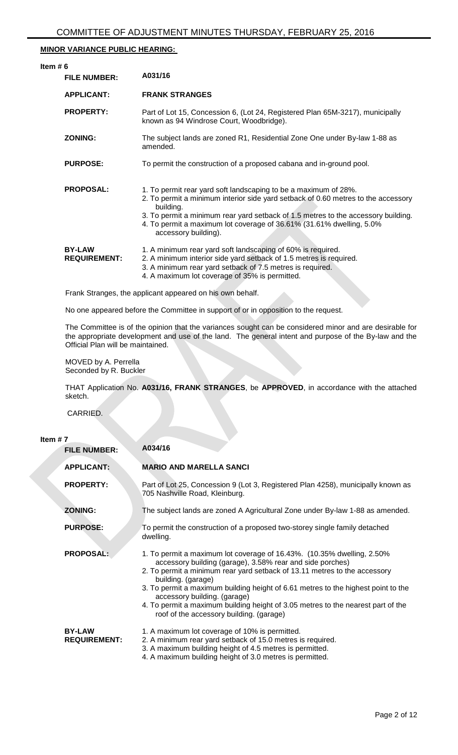## MINOR VARIANCE PUBLIC HEARING:

### Item # 6

**FILE NUMBER:** A031/16

**APPLICANT:** **FRANK STRANGES**

**PROPERTY:** Part of Lot 15, Concession 6, (Lot 24, Registered Plan 65M-3217), municipally known as 94 Windrose Court, Woodbridge).

**ZONING:** The subject lands are zoned R1, Residential Zone One under By-law 1-88 as amended.

**PURPOSE:** To permit the construction of a proposed cabana and in-ground pool.

**PROPOSAL:**

1. To permit rear yard soft landscaping to be a maximum of 28%.
2. To permit a minimum interior side yard setback of 0.60 metres to the accessory building.
3. To permit a minimum rear yard setback of 1.5 metres to the accessory building.
4. To permit a maximum lot coverage of 36.61% (31.61% dwelling, 5.0% accessory building).

**BY-LAW REQUIREMENT:**

1. A minimum rear yard soft landscaping of 60% is required.
2. A minimum interior side yard setback of 1.5 metres is required.
3. A minimum rear yard setback of 7.5 metres is required.
4. A maximum lot coverage of 35% is permitted.

Frank Stranges, the applicant appeared on his own behalf.

No one appeared before the Committee in support of or in opposition to the request.

The Committee is of the opinion that the variances sought can be considered minor and are desirable for the appropriate development and use of the land. The general intent and purpose of the By-law and the Official Plan will be maintained.

MOVED by A. Perrella
Seconded by R. Buckler

THAT Application No. **A031/16, FRANK STRANGES**, be **APPROVED**, in accordance with the attached sketch.

CARRIED.

### Item # 7

**FILE NUMBER:** A034/16

**APPLICANT:** **MARIO AND MARELLA SANCI**

**PROPERTY:** Part of Lot 25, Concession 9 (Lot 3, Registered Plan 4258), municipally known as 705 Nashville Road, Kleinburg.

**ZONING:** The subject lands are zoned A Agricultural Zone under By-law 1-88 as amended.

**PURPOSE:** To permit the construction of a proposed two-storey single family detached dwelling.

**PROPOSAL:**

1. To permit a maximum lot coverage of 16.43%. (10.35% dwelling, 2.50% accessory building (garage), 3.58% rear and side porches)
2. To permit a minimum rear yard setback of 13.11 metres to the accessory building. (garage)
3. To permit a maximum building height of 6.61 metres to the highest point to the accessory building. (garage)
4. To permit a maximum building height of 3.05 metres to the nearest part of the roof of the accessory building. (garage)

**BY-LAW REQUIREMENT:**

1. A maximum lot coverage of 10% is permitted.
2. A minimum rear yard setback of 15.0 metres is required.
3. A maximum building height of 4.5 metres is permitted.
4. A maximum building height of 3.0 metres is permitted.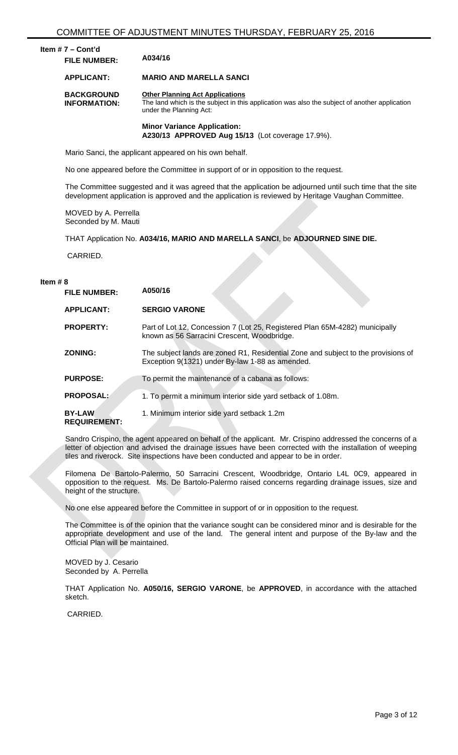**Item # 7 – Cont'd**

| | |
|---|---|
| **FILE NUMBER:** | **A034/16** |
| **APPLICANT:** | **MARIO AND MARELLA SANCI** |
| **BACKGROUND INFORMATION:** | **Other Planning Act Applications**<br>The land which is the subject in this application was also the subject of another application under the Planning Act:<br><br>**Minor Variance Application:**<br>**A230/13 APPROVED Aug 15/13** (Lot coverage 17.9%). |

Mario Sanci, the applicant appeared on his own behalf.

No one appeared before the Committee in support of or in opposition to the request.

The Committee suggested and it was agreed that the application be adjourned until such time that the site development application is approved and the application is reviewed by Heritage Vaughan Committee.

MOVED by A. Perrella
Seconded by M. Mauti

THAT Application No. **A034/16, MARIO AND MARELLA SANCI**, be **ADJOURNED SINE DIE.**

CARRIED.

**Item # 8**

| | |
|---|---|
| **FILE NUMBER:** | **A050/16** |
| **APPLICANT:** | **SERGIO VARONE** |
| **PROPERTY:** | Part of Lot 12, Concession 7 (Lot 25, Registered Plan 65M-4282) municipally known as 56 Sarracini Crescent, Woodbridge. |
| **ZONING:** | The subject lands are zoned R1, Residential Zone and subject to the provisions of Exception 9(1321) under By-law 1-88 as amended. |
| **PURPOSE:** | To permit the maintenance of a cabana as follows: |
| **PROPOSAL:** | 1. To permit a minimum interior side yard setback of 1.08m. |
| **BY-LAW REQUIREMENT:** | 1. Minimum interior side yard setback 1.2m |

Sandro Crispino, the agent appeared on behalf of the applicant. Mr. Crispino addressed the concerns of a letter of objection and advised the drainage issues have been corrected with the installation of weeping tiles and riverock. Site inspections have been conducted and appear to be in order.

Filomena De Bartolo-Palermo, 50 Sarracini Crescent, Woodbridge, Ontario L4L 0C9, appeared in opposition to the request. Ms. De Bartolo-Palermo raised concerns regarding drainage issues, size and height of the structure.

No one else appeared before the Committee in support of or in opposition to the request.

The Committee is of the opinion that the variance sought can be considered minor and is desirable for the appropriate development and use of the land. The general intent and purpose of the By-law and the Official Plan will be maintained.

MOVED by J. Cesario
Seconded by A. Perrella

THAT Application No. **A050/16, SERGIO VARONE**, be **APPROVED**, in accordance with the attached sketch.

CARRIED.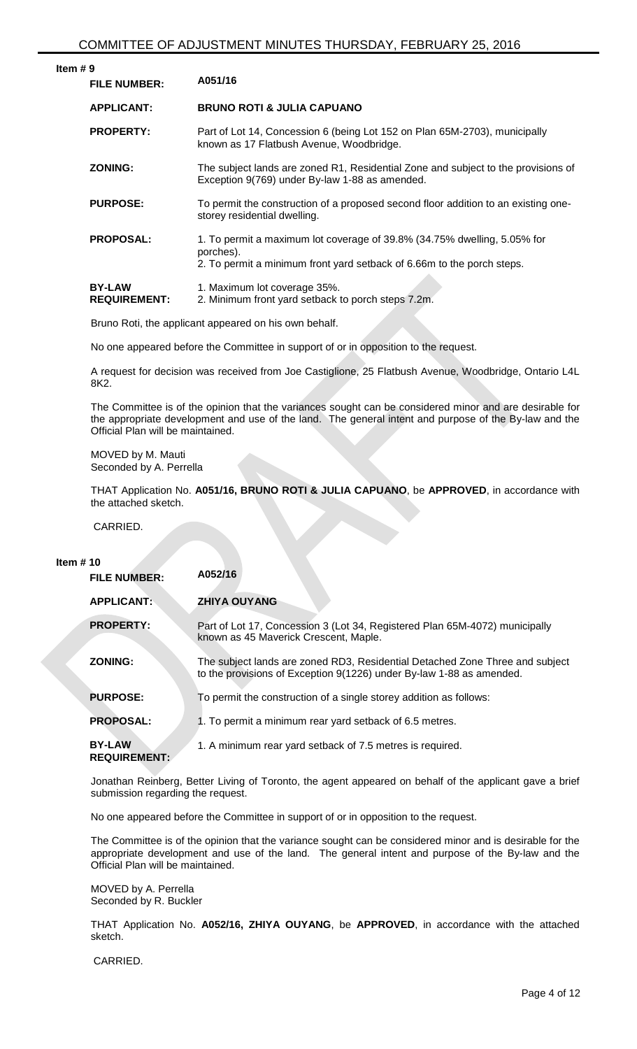## Item # 9

| | |
|---|---|
| **FILE NUMBER:** | A051/16 |
| **APPLICANT:** | **BRUNO ROTI & JULIA CAPUANO** |
| **PROPERTY:** | Part of Lot 14, Concession 6 (being Lot 152 on Plan 65M-2703), municipally known as 17 Flatbush Avenue, Woodbridge. |
| **ZONING:** | The subject lands are zoned R1, Residential Zone and subject to the provisions of Exception 9(769) under By-law 1-88 as amended. |
| **PURPOSE:** | To permit the construction of a proposed second floor addition to an existing one-storey residential dwelling. |
| **PROPOSAL:** | 1. To permit a maximum lot coverage of 39.8% (34.75% dwelling, 5.05% for porches).<br>2. To permit a minimum front yard setback of 6.66m to the porch steps. |
| **BY-LAW REQUIREMENT:** | 1. Maximum lot coverage 35%.<br>2. Minimum front yard setback to porch steps 7.2m. |

Bruno Roti, the applicant appeared on his own behalf.

No one appeared before the Committee in support of or in opposition to the request.

A request for decision was received from Joe Castiglione, 25 Flatbush Avenue, Woodbridge, Ontario L4L 8K2.

The Committee is of the opinion that the variances sought can be considered minor and are desirable for the appropriate development and use of the land. The general intent and purpose of the By-law and the Official Plan will be maintained.

MOVED by M. Mauti
Seconded by A. Perrella

THAT Application No. **A051/16, BRUNO ROTI & JULIA CAPUANO**, be **APPROVED**, in accordance with the attached sketch.

CARRIED.

## Item # 10

| | |
|---|---|
| **FILE NUMBER:** | A052/16 |
| **APPLICANT:** | **ZHIYA OUYANG** |
| **PROPERTY:** | Part of Lot 17, Concession 3 (Lot 34, Registered Plan 65M-4072) municipally known as 45 Maverick Crescent, Maple. |
| **ZONING:** | The subject lands are zoned RD3, Residential Detached Zone Three and subject to the provisions of Exception 9(1226) under By-law 1-88 as amended. |
| **PURPOSE:** | To permit the construction of a single storey addition as follows: |
| **PROPOSAL:** | 1. To permit a minimum rear yard setback of 6.5 metres. |
| **BY-LAW REQUIREMENT:** | 1. A minimum rear yard setback of 7.5 metres is required. |

Jonathan Reinberg, Better Living of Toronto, the agent appeared on behalf of the applicant gave a brief submission regarding the request.

No one appeared before the Committee in support of or in opposition to the request.

The Committee is of the opinion that the variance sought can be considered minor and is desirable for the appropriate development and use of the land. The general intent and purpose of the By-law and the Official Plan will be maintained.

MOVED by A. Perrella
Seconded by R. Buckler

THAT Application No. **A052/16, ZHIYA OUYANG**, be **APPROVED**, in accordance with the attached sketch.

CARRIED.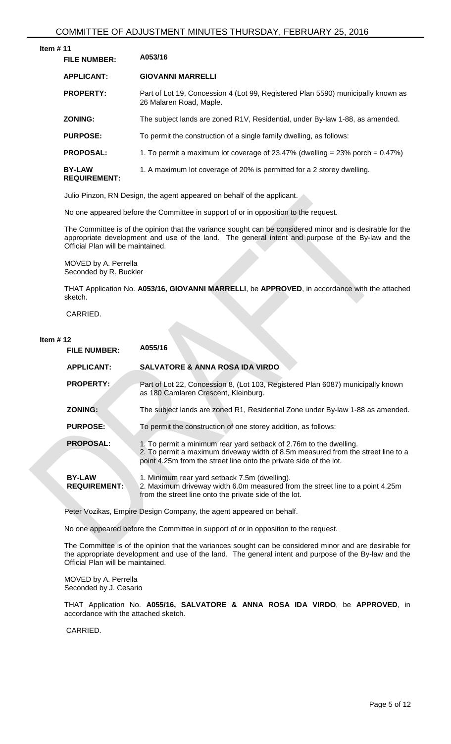**Item # 11**

| | |
|---|---|
| **FILE NUMBER:** | **A053/16** |
| **APPLICANT:** | **GIOVANNI MARRELLI** |
| **PROPERTY:** | Part of Lot 19, Concession 4 (Lot 99, Registered Plan 5590) municipally known as 26 Malaren Road, Maple. |
| **ZONING:** | The subject lands are zoned R1V, Residential, under By-law 1-88, as amended. |
| **PURPOSE:** | To permit the construction of a single family dwelling, as follows: |
| **PROPOSAL:** | 1. To permit a maximum lot coverage of 23.47% (dwelling = 23% porch = 0.47%) |
| **BY-LAW REQUIREMENT:** | 1. A maximum lot coverage of 20% is permitted for a 2 storey dwelling. |

Julio Pinzon, RN Design, the agent appeared on behalf of the applicant.

No one appeared before the Committee in support of or in opposition to the request.

The Committee is of the opinion that the variance sought can be considered minor and is desirable for the appropriate development and use of the land. The general intent and purpose of the By-law and the Official Plan will be maintained.

MOVED by A. Perrella
Seconded by R. Buckler

THAT Application No. **A053/16, GIOVANNI MARRELLI**, be **APPROVED**, in accordance with the attached sketch.

CARRIED.

**Item # 12**

| | |
|---|---|
| **FILE NUMBER:** | **A055/16** |
| **APPLICANT:** | **SALVATORE & ANNA ROSA IDA VIRDO** |
| **PROPERTY:** | Part of Lot 22, Concession 8, (Lot 103, Registered Plan 6087) municipally known as 180 Camlaren Crescent, Kleinburg. |
| **ZONING:** | The subject lands are zoned R1, Residential Zone under By-law 1-88 as amended. |
| **PURPOSE:** | To permit the construction of one storey addition, as follows: |
| **PROPOSAL:** | 1. To permit a minimum rear yard setback of 2.76m to the dwelling.<br>2. To permit a maximum driveway width of 8.5m measured from the street line to a point 4.25m from the street line onto the private side of the lot. |
| **BY-LAW REQUIREMENT:** | 1. Minimum rear yard setback 7.5m (dwelling).<br>2. Maximum driveway width 6.0m measured from the street line to a point 4.25m from the street line onto the private side of the lot. |

Peter Vozikas, Empire Design Company, the agent appeared on behalf.

No one appeared before the Committee in support of or in opposition to the request.

The Committee is of the opinion that the variances sought can be considered minor and are desirable for the appropriate development and use of the land. The general intent and purpose of the By-law and the Official Plan will be maintained.

MOVED by A. Perrella
Seconded by J. Cesario

THAT Application No. **A055/16, SALVATORE & ANNA ROSA IDA VIRDO**, be **APPROVED**, in accordance with the attached sketch.

CARRIED.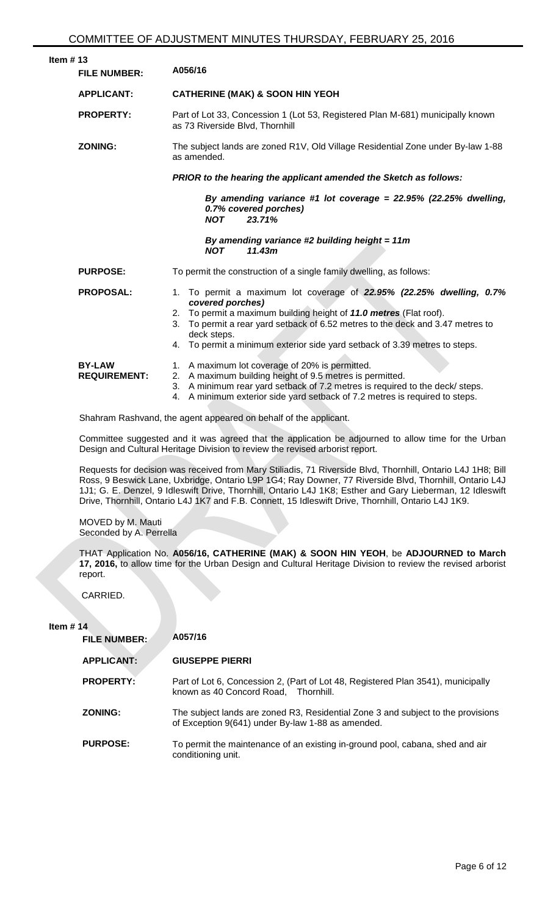## Item # 13

| | |
|---|---|
| **FILE NUMBER:** | A056/16 |
| **APPLICANT:** | **CATHERINE (MAK) & SOON HIN YEOH** |
| **PROPERTY:** | Part of Lot 33, Concession 1 (Lot 53, Registered Plan M-681) municipally known as 73 Riverside Blvd, Thornhill |
| **ZONING:** | The subject lands are zoned R1V, Old Village Residential Zone under By-law 1-88 as amended. |

***PRIOR to the hearing the applicant amended the Sketch as follows:***

> ***By amending variance #1 lot coverage = 22.95% (22.25% dwelling, 0.7% covered porches)***
> ***NOT 23.71%***
>
> ***By amending variance #2 building height = 11m***
> ***NOT 11.43m***

**PURPOSE:** To permit the construction of a single family dwelling, as follows:

**PROPOSAL:**

1. To permit a maximum lot coverage of ***22.95% (22.25% dwelling, 0.7% covered porches)***
2. To permit a maximum building height of ***11.0 metres*** (Flat roof).
3. To permit a rear yard setback of 6.52 metres to the deck and 3.47 metres to deck steps.
4. To permit a minimum exterior side yard setback of 3.39 metres to steps.

**BY-LAW REQUIREMENT:**

1. A maximum lot coverage of 20% is permitted.
2. A maximum building height of 9.5 metres is permitted.
3. A minimum rear yard setback of 7.2 metres is required to the deck/ steps.
4. A minimum exterior side yard setback of 7.2 metres is required to steps.

Shahram Rashvand, the agent appeared on behalf of the applicant.

Committee suggested and it was agreed that the application be adjourned to allow time for the Urban Design and Cultural Heritage Division to review the revised arborist report.

Requests for decision was received from Mary Stiliadis, 71 Riverside Blvd, Thornhill, Ontario L4J 1H8; Bill Ross, 9 Beswick Lane, Uxbridge, Ontario L9P 1G4; Ray Downer, 77 Riverside Blvd, Thornhill, Ontario L4J 1J1; G. E. Denzel, 9 Idleswift Drive, Thornhill, Ontario L4J 1K8; Esther and Gary Lieberman, 12 Idleswift Drive, Thornhill, Ontario L4J 1K7 and F.B. Connett, 15 Idleswift Drive, Thornhill, Ontario L4J 1K9.

MOVED by M. Mauti
Seconded by A. Perrella

THAT Application No. **A056/16, CATHERINE (MAK) & SOON HIN YEOH**, be **ADJOURNED to March 17, 2016,** to allow time for the Urban Design and Cultural Heritage Division to review the revised arborist report.

CARRIED.

## Item # 14

| | |
|---|---|
| **FILE NUMBER:** | A057/16 |
| **APPLICANT:** | **GIUSEPPE PIERRI** |
| **PROPERTY:** | Part of Lot 6, Concession 2, (Part of Lot 48, Registered Plan 3541), municipally known as 40 Concord Road, Thornhill. |
| **ZONING:** | The subject lands are zoned R3, Residential Zone 3 and subject to the provisions of Exception 9(641) under By-law 1-88 as amended. |
| **PURPOSE:** | To permit the maintenance of an existing in-ground pool, cabana, shed and air conditioning unit. |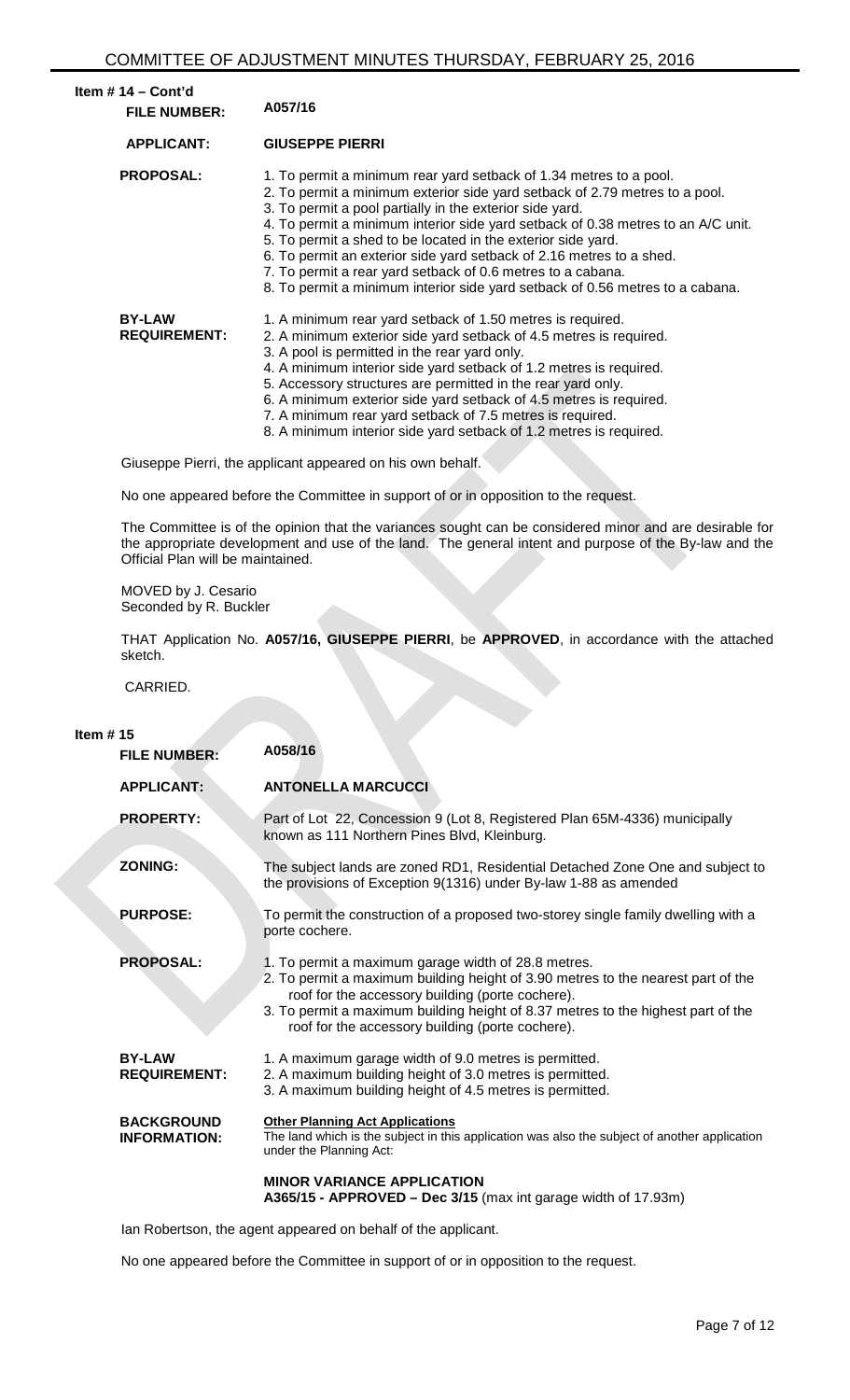**Item # 14 – Cont'd**

| | |
|---|---|
| **FILE NUMBER:** | **A057/16** |
| **APPLICANT:** | **GIUSEPPE PIERRI** |
| **PROPOSAL:** | 1. To permit a minimum rear yard setback of 1.34 metres to a pool.<br>2. To permit a minimum exterior side yard setback of 2.79 metres to a pool.<br>3. To permit a pool partially in the exterior side yard.<br>4. To permit a minimum interior side yard setback of 0.38 metres to an A/C unit.<br>5. To permit a shed to be located in the exterior side yard.<br>6. To permit an exterior side yard setback of 2.16 metres to a shed.<br>7. To permit a rear yard setback of 0.6 metres to a cabana.<br>8. To permit a minimum interior side yard setback of 0.56 metres to a cabana. |
| **BY-LAW REQUIREMENT:** | 1. A minimum rear yard setback of 1.50 metres is required.<br>2. A minimum exterior side yard setback of 4.5 metres is required.<br>3. A pool is permitted in the rear yard only.<br>4. A minimum interior side yard setback of 1.2 metres is required.<br>5. Accessory structures are permitted in the rear yard only.<br>6. A minimum exterior side yard setback of 4.5 metres is required.<br>7. A minimum rear yard setback of 7.5 metres is required.<br>8. A minimum interior side yard setback of 1.2 metres is required. |

Giuseppe Pierri, the applicant appeared on his own behalf.

No one appeared before the Committee in support of or in opposition to the request.

The Committee is of the opinion that the variances sought can be considered minor and are desirable for the appropriate development and use of the land. The general intent and purpose of the By-law and the Official Plan will be maintained.

MOVED by J. Cesario
Seconded by R. Buckler

THAT Application No. **A057/16, GIUSEPPE PIERRI**, be **APPROVED**, in accordance with the attached sketch.

CARRIED.

**Item # 15**

| | |
|---|---|
| **FILE NUMBER:** | **A058/16** |
| **APPLICANT:** | **ANTONELLA MARCUCCI** |
| **PROPERTY:** | Part of Lot 22, Concession 9 (Lot 8, Registered Plan 65M-4336) municipally known as 111 Northern Pines Blvd, Kleinburg. |
| **ZONING:** | The subject lands are zoned RD1, Residential Detached Zone One and subject to the provisions of Exception 9(1316) under By-law 1-88 as amended |
| **PURPOSE:** | To permit the construction of a proposed two-storey single family dwelling with a porte cochere. |
| **PROPOSAL:** | 1. To permit a maximum garage width of 28.8 metres.<br>2. To permit a maximum building height of 3.90 metres to the nearest part of the roof for the accessory building (porte cochere).<br>3. To permit a maximum building height of 8.37 metres to the highest part of the roof for the accessory building (porte cochere). |
| **BY-LAW REQUIREMENT:** | 1. A maximum garage width of 9.0 metres is permitted.<br>2. A maximum building height of 3.0 metres is permitted.<br>3. A maximum building height of 4.5 metres is permitted. |
| **BACKGROUND INFORMATION:** | **Other Planning Act Applications**<br>The land which is the subject in this application was also the subject of another application under the Planning Act:<br><br>**MINOR VARIANCE APPLICATION**<br>**A365/15 - APPROVED – Dec 3/15** (max int garage width of 17.93m) |

Ian Robertson, the agent appeared on behalf of the applicant.

No one appeared before the Committee in support of or in opposition to the request.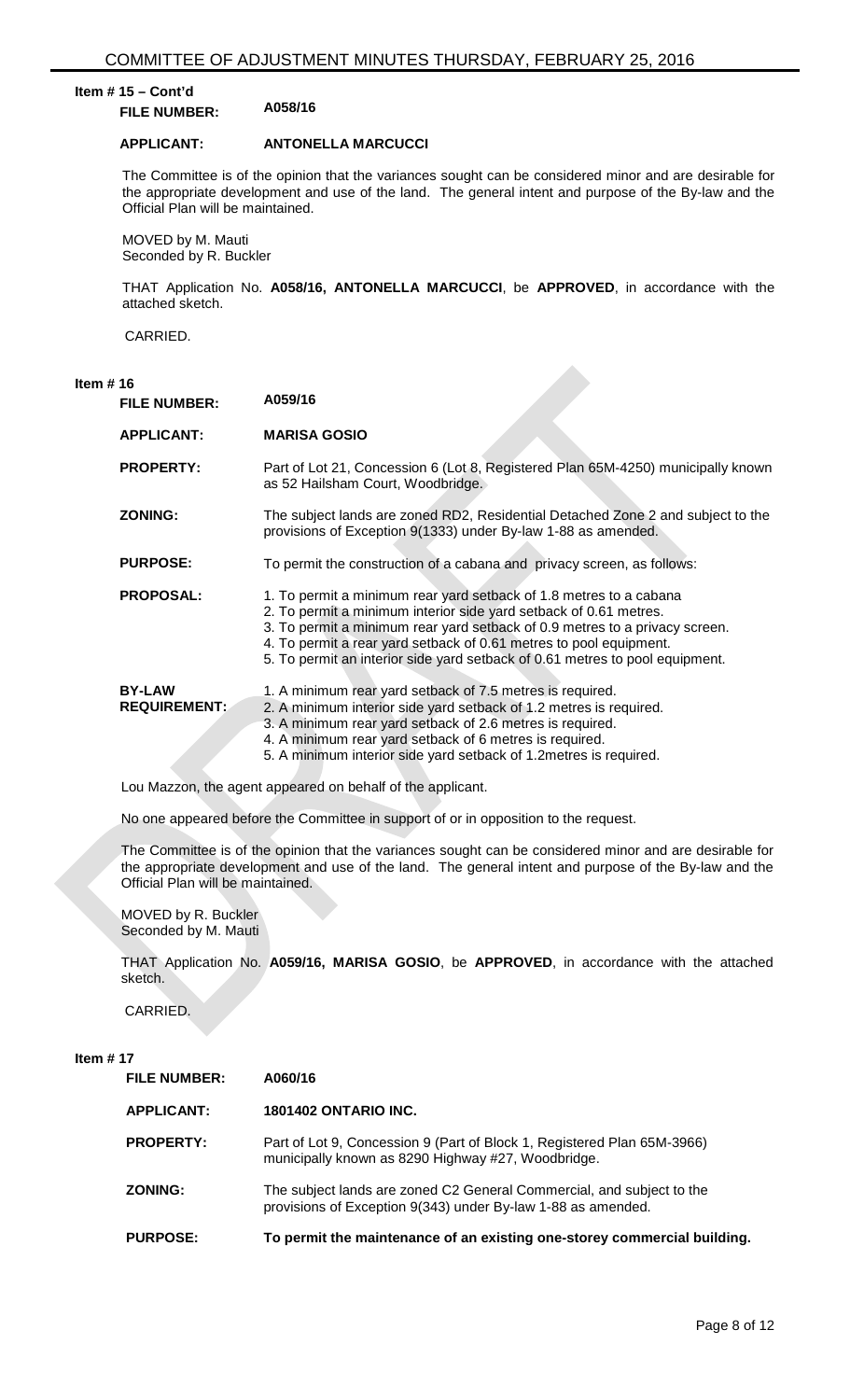**Item # 15 – Cont'd**

**FILE NUMBER:** A058/16

**APPLICANT:** **ANTONELLA MARCUCCI**

The Committee is of the opinion that the variances sought can be considered minor and are desirable for the appropriate development and use of the land. The general intent and purpose of the By-law and the Official Plan will be maintained.

MOVED by M. Mauti
Seconded by R. Buckler

THAT Application No. **A058/16, ANTONELLA MARCUCCI**, be **APPROVED**, in accordance with the attached sketch.

CARRIED.

**Item # 16**

| | |
|---|---|
| **FILE NUMBER:** | A059/16 |
| **APPLICANT:** | **MARISA GOSIO** |
| **PROPERTY:** | Part of Lot 21, Concession 6 (Lot 8, Registered Plan 65M-4250) municipally known as 52 Hailsham Court, Woodbridge. |
| **ZONING:** | The subject lands are zoned RD2, Residential Detached Zone 2 and subject to the provisions of Exception 9(1333) under By-law 1-88 as amended. |
| **PURPOSE:** | To permit the construction of a cabana and privacy screen, as follows: |
| **PROPOSAL:** | 1. To permit a minimum rear yard setback of 1.8 metres to a cabana<br>2. To permit a minimum interior side yard setback of 0.61 metres.<br>3. To permit a minimum rear yard setback of 0.9 metres to a privacy screen.<br>4. To permit a rear yard setback of 0.61 metres to pool equipment.<br>5. To permit an interior side yard setback of 0.61 metres to pool equipment. |
| **BY-LAW REQUIREMENT:** | 1. A minimum rear yard setback of 7.5 metres is required.<br>2. A minimum interior side yard setback of 1.2 metres is required.<br>3. A minimum rear yard setback of 2.6 metres is required.<br>4. A minimum rear yard setback of 6 metres is required.<br>5. A minimum interior side yard setback of 1.2metres is required. |

Lou Mazzon, the agent appeared on behalf of the applicant.

No one appeared before the Committee in support of or in opposition to the request.

The Committee is of the opinion that the variances sought can be considered minor and are desirable for the appropriate development and use of the land. The general intent and purpose of the By-law and the Official Plan will be maintained.

MOVED by R. Buckler
Seconded by M. Mauti

THAT Application No. **A059/16, MARISA GOSIO**, be **APPROVED**, in accordance with the attached sketch.

CARRIED.

**Item # 17**

| | |
|---|---|
| **FILE NUMBER:** | A060/16 |
| **APPLICANT:** | **1801402 ONTARIO INC.** |
| **PROPERTY:** | Part of Lot 9, Concession 9 (Part of Block 1, Registered Plan 65M-3966) municipally known as 8290 Highway #27, Woodbridge. |
| **ZONING:** | The subject lands are zoned C2 General Commercial, and subject to the provisions of Exception 9(343) under By-law 1-88 as amended. |
| **PURPOSE:** | **To permit the maintenance of an existing one-storey commercial building.** |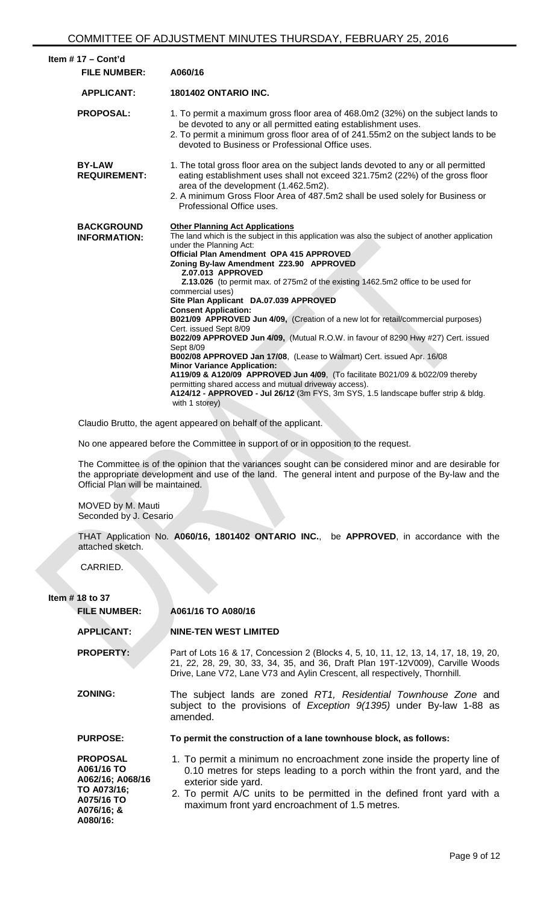**Item # 17 – Cont'd**

| | |
|---|---|
| **FILE NUMBER:** | **A060/16** |
| **APPLICANT:** | **1801402 ONTARIO INC.** |
| **PROPOSAL:** | 1. To permit a maximum gross floor area of 468.0m2 (32%) on the subject lands to be devoted to any or all permitted eating establishment uses.<br>2. To permit a minimum gross floor area of of 241.55m2 on the subject lands to be devoted to Business or Professional Office uses. |
| **BY-LAW REQUIREMENT:** | 1. The total gross floor area on the subject lands devoted to any or all permitted eating establishment uses shall not exceed 321.75m2 (22%) of the gross floor area of the development (1.462.5m2).<br>2. A minimum Gross Floor Area of 487.5m2 shall be used solely for Business or Professional Office uses. |
| **BACKGROUND INFORMATION:** | **Other Planning Act Applications**<br>The land which is the subject in this application was also the subject of another application under the Planning Act:<br>**Official Plan Amendment OPA 415 APPROVED**<br>**Zoning By-law Amendment Z23.90 APPROVED**<br>**Z.07.013 APPROVED**<br>**Z.13.026** (to permit max. of 275m2 of the existing 1462.5m2 office to be used for commercial uses)<br>**Site Plan Applicant DA.07.039 APPROVED**<br>**Consent Application:**<br>**B021/09 APPROVED Jun 4/09,** (Creation of a new lot for retail/commercial purposes) Cert. issued Sept 8/09<br>**B022/09 APPROVED Jun 4/09,** (Mutual R.O.W. in favour of 8290 Hwy #27) Cert. issued Sept 8/09<br>**B002/08 APPROVED Jan 17/08**, (Lease to Walmart) Cert. issued Apr. 16/08<br>**Minor Variance Application:**<br>**A119/09 & A120/09 APPROVED Jun 4/09**, (To facilitate B021/09 & b022/09 thereby permitting shared access and mutual driveway access).<br>**A124/12 - APPROVED - Jul 26/12** (3m FYS, 3m SYS, 1.5 landscape buffer strip & bldg. with 1 storey) |

Claudio Brutto, the agent appeared on behalf of the applicant.

No one appeared before the Committee in support of or in opposition to the request.

The Committee is of the opinion that the variances sought can be considered minor and are desirable for the appropriate development and use of the land. The general intent and purpose of the By-law and the Official Plan will be maintained.

MOVED by M. Mauti
Seconded by J. Cesario

THAT Application No. **A060/16, 1801402 ONTARIO INC.**, be **APPROVED**, in accordance with the attached sketch.

CARRIED.

**Item # 18 to 37**

| | |
|---|---|
| **FILE NUMBER:** | **A061/16 TO A080/16** |
| **APPLICANT:** | **NINE-TEN WEST LIMITED** |
| **PROPERTY:** | Part of Lots 16 & 17, Concession 2 (Blocks 4, 5, 10, 11, 12, 13, 14, 17, 18, 19, 20, 21, 22, 28, 29, 30, 33, 34, 35, and 36, Draft Plan 19T-12V009), Carville Woods Drive, Lane V72, Lane V73 and Aylin Crescent, all respectively, Thornhill. |
| **ZONING:** | The subject lands are zoned *RT1, Residential Townhouse Zone* and subject to the provisions of *Exception 9(1395)* under By-law 1-88 as amended. |
| **PURPOSE:** | **To permit the construction of a lane townhouse block, as follows:** |
| **PROPOSAL A061/16 TO A062/16; A068/16 TO A073/16; A075/16 TO A076/16; & A080/16:** | 1. To permit a minimum no encroachment zone inside the property line of 0.10 metres for steps leading to a porch within the front yard, and the exterior side yard.<br>2. To permit A/C units to be permitted in the defined front yard with a maximum front yard encroachment of 1.5 metres. |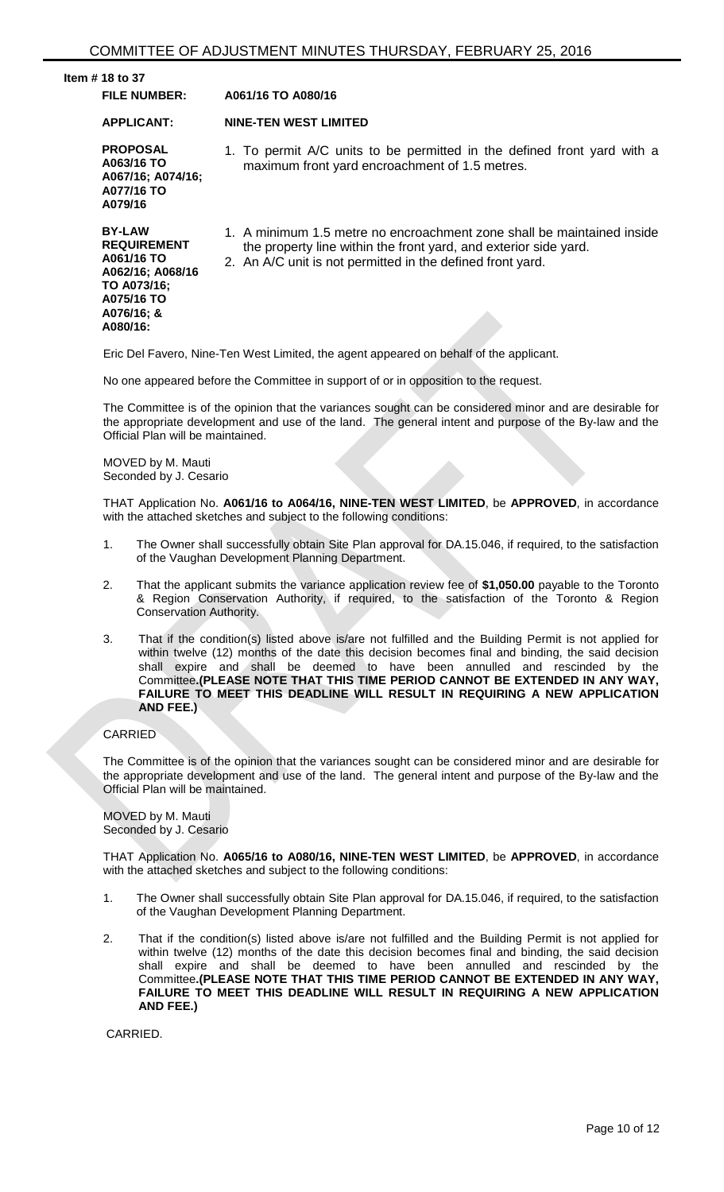**Item # 18 to 37**

| | |
|---|---|
| **FILE NUMBER:** | **A061/16 TO A080/16** |
| **APPLICANT:** | **NINE-TEN WEST LIMITED** |
| **PROPOSAL A063/16 TO A067/16; A074/16; A077/16 TO A079/16** | 1. To permit A/C units to be permitted in the defined front yard with a maximum front yard encroachment of 1.5 metres. |
| **BY-LAW REQUIREMENT A061/16 TO A062/16; A068/16 TO A073/16; A075/16 TO A076/16; & A080/16:** | 1. A minimum 1.5 metre no encroachment zone shall be maintained inside the property line within the front yard, and exterior side yard.<br>2. An A/C unit is not permitted in the defined front yard. |

Eric Del Favero, Nine-Ten West Limited, the agent appeared on behalf of the applicant.

No one appeared before the Committee in support of or in opposition to the request.

The Committee is of the opinion that the variances sought can be considered minor and are desirable for the appropriate development and use of the land. The general intent and purpose of the By-law and the Official Plan will be maintained.

MOVED by M. Mauti
Seconded by J. Cesario

THAT Application No. **A061/16 to A064/16, NINE-TEN WEST LIMITED**, be **APPROVED**, in accordance with the attached sketches and subject to the following conditions:

1. The Owner shall successfully obtain Site Plan approval for DA.15.046, if required, to the satisfaction of the Vaughan Development Planning Department.
2. That the applicant submits the variance application review fee of **$1,050.00** payable to the Toronto & Region Conservation Authority, if required, to the satisfaction of the Toronto & Region Conservation Authority.
3. That if the condition(s) listed above is/are not fulfilled and the Building Permit is not applied for within twelve (12) months of the date this decision becomes final and binding, the said decision shall expire and shall be deemed to have been annulled and rescinded by the Committee. **(PLEASE NOTE THAT THIS TIME PERIOD CANNOT BE EXTENDED IN ANY WAY, FAILURE TO MEET THIS DEADLINE WILL RESULT IN REQUIRING A NEW APPLICATION AND FEE.)**

CARRIED

The Committee is of the opinion that the variances sought can be considered minor and are desirable for the appropriate development and use of the land. The general intent and purpose of the By-law and the Official Plan will be maintained.

MOVED by M. Mauti
Seconded by J. Cesario

THAT Application No. **A065/16 to A080/16, NINE-TEN WEST LIMITED**, be **APPROVED**, in accordance with the attached sketches and subject to the following conditions:

1. The Owner shall successfully obtain Site Plan approval for DA.15.046, if required, to the satisfaction of the Vaughan Development Planning Department.
2. That if the condition(s) listed above is/are not fulfilled and the Building Permit is not applied for within twelve (12) months of the date this decision becomes final and binding, the said decision shall expire and shall be deemed to have been annulled and rescinded by the Committee. **(PLEASE NOTE THAT THIS TIME PERIOD CANNOT BE EXTENDED IN ANY WAY, FAILURE TO MEET THIS DEADLINE WILL RESULT IN REQUIRING A NEW APPLICATION AND FEE.)**

CARRIED.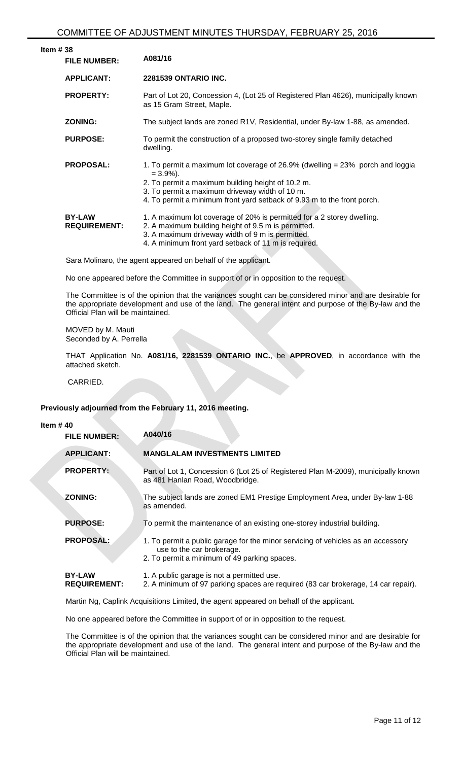**Item # 38**

| | |
|---|---|
| **FILE NUMBER:** | **A081/16** |
| **APPLICANT:** | **2281539 ONTARIO INC.** |
| **PROPERTY:** | Part of Lot 20, Concession 4, (Lot 25 of Registered Plan 4626), municipally known as 15 Gram Street, Maple. |
| **ZONING:** | The subject lands are zoned R1V, Residential, under By-law 1-88, as amended. |
| **PURPOSE:** | To permit the construction of a proposed two-storey single family detached dwelling. |
| **PROPOSAL:** | 1. To permit a maximum lot coverage of 26.9% (dwelling = 23% porch and loggia = 3.9%).<br>2. To permit a maximum building height of 10.2 m.<br>3. To permit a maximum driveway width of 10 m.<br>4. To permit a minimum front yard setback of 9.93 m to the front porch. |
| **BY-LAW REQUIREMENT:** | 1. A maximum lot coverage of 20% is permitted for a 2 storey dwelling.<br>2. A maximum building height of 9.5 m is permitted.<br>3. A maximum driveway width of 9 m is permitted.<br>4. A minimum front yard setback of 11 m is required. |

Sara Molinaro, the agent appeared on behalf of the applicant.

No one appeared before the Committee in support of or in opposition to the request.

The Committee is of the opinion that the variances sought can be considered minor and are desirable for the appropriate development and use of the land. The general intent and purpose of the By-law and the Official Plan will be maintained.

MOVED by M. Mauti
Seconded by A. Perrella

THAT Application No. **A081/16, 2281539 ONTARIO INC.**, be **APPROVED**, in accordance with the attached sketch.

CARRIED.

**Previously adjourned from the February 11, 2016 meeting.**

**Item # 40**

| | |
|---|---|
| **FILE NUMBER:** | **A040/16** |
| **APPLICANT:** | **MANGLALAM INVESTMENTS LIMITED** |
| **PROPERTY:** | Part of Lot 1, Concession 6 (Lot 25 of Registered Plan M-2009), municipally known as 481 Hanlan Road, Woodbridge. |
| **ZONING:** | The subject lands are zoned EM1 Prestige Employment Area, under By-law 1-88 as amended. |
| **PURPOSE:** | To permit the maintenance of an existing one-storey industrial building. |
| **PROPOSAL:** | 1. To permit a public garage for the minor servicing of vehicles as an accessory use to the car brokerage.<br>2. To permit a minimum of 49 parking spaces. |
| **BY-LAW REQUIREMENT:** | 1. A public garage is not a permitted use.<br>2. A minimum of 97 parking spaces are required (83 car brokerage, 14 car repair). |

Martin Ng, Caplink Acquisitions Limited, the agent appeared on behalf of the applicant.

No one appeared before the Committee in support of or in opposition to the request.

The Committee is of the opinion that the variances sought can be considered minor and are desirable for the appropriate development and use of the land. The general intent and purpose of the By-law and the Official Plan will be maintained.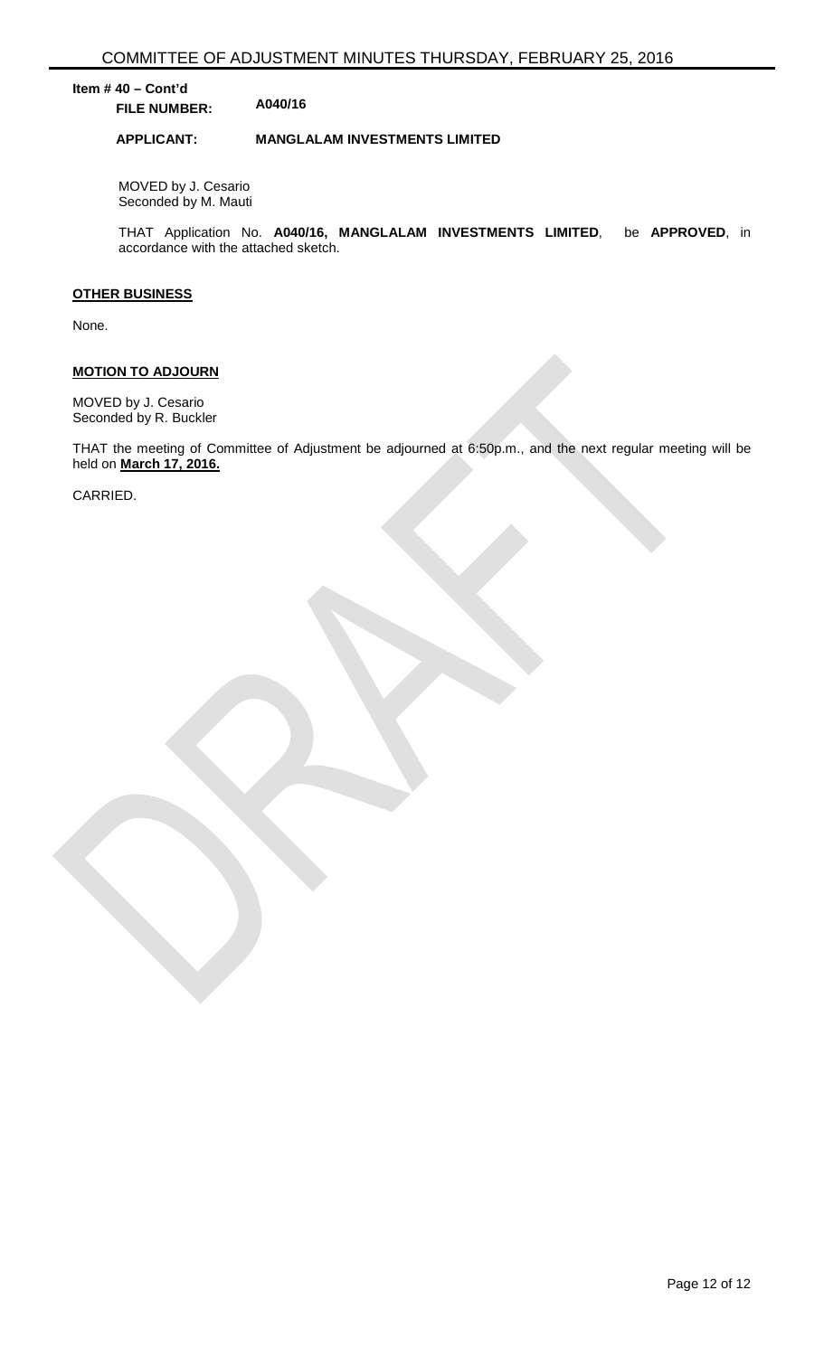**Item # 40 – Cont'd**

**FILE NUMBER: A040/16**

**APPLICANT: MANGLALAM INVESTMENTS LIMITED**

MOVED by J. Cesario
Seconded by M. Mauti

THAT Application No. **A040/16, MANGLALAM INVESTMENTS LIMITED**, be **APPROVED**, in accordance with the attached sketch.

## OTHER BUSINESS

None.

## MOTION TO ADJOURN

MOVED by J. Cesario
Seconded by R. Buckler

THAT the meeting of Committee of Adjustment be adjourned at 6:50p.m., and the next regular meeting will be held on **March 17, 2016.**

CARRIED.